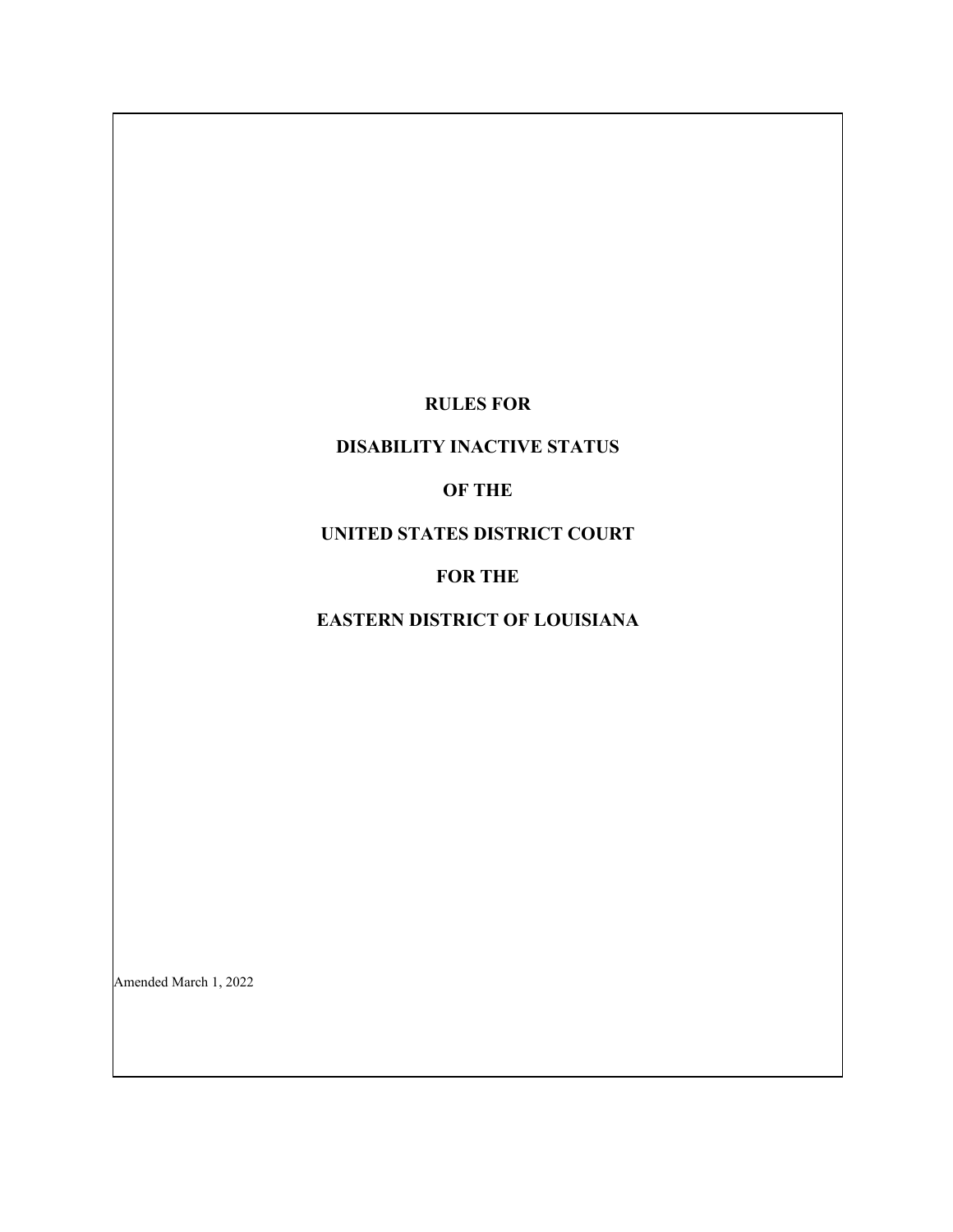# RULES FOR

# DISABILITY INACTIVE STATUS

# OF THE

# UNITED STATES DISTRICT COURT

# FOR THE

# EASTERN DISTRICT OF LOUISIANA

Amended March 1, 2022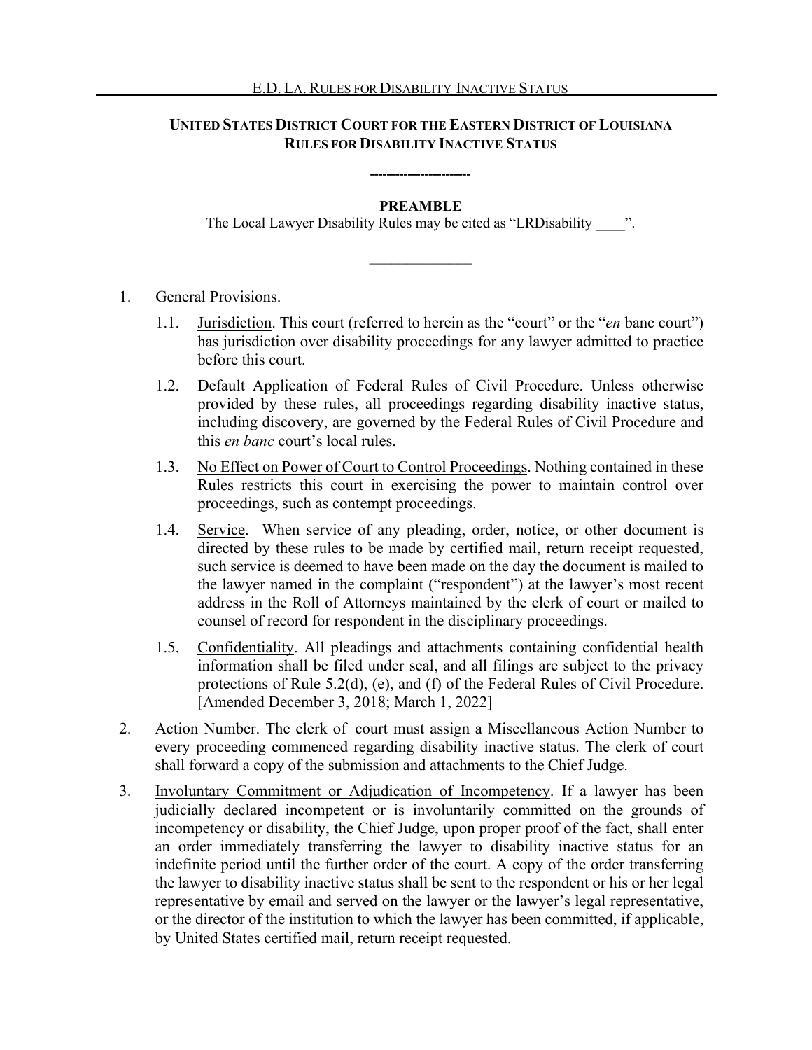## UNITED STATES DISTRICT COURT FOR THE EASTERN DISTRICT OF LOUISIANA RULES FOR DISABILITY INACTIVE STATUS

-----------------------

### PREAMBLE

The Local Lawyer Disability Rules may be cited as "LRDisability ____".

______________

1. General Provisions.

   1.1. Jurisdiction. This court (referred to herein as the "court" or the "*en* banc court") has jurisdiction over disability proceedings for any lawyer admitted to practice before this court.

   1.2. Default Application of Federal Rules of Civil Procedure. Unless otherwise provided by these rules, all proceedings regarding disability inactive status, including discovery, are governed by the Federal Rules of Civil Procedure and this *en banc* court's local rules.

   1.3. No Effect on Power of Court to Control Proceedings. Nothing contained in these Rules restricts this court in exercising the power to maintain control over proceedings, such as contempt proceedings.

   1.4. Service. When service of any pleading, order, notice, or other document is directed by these rules to be made by certified mail, return receipt requested, such service is deemed to have been made on the day the document is mailed to the lawyer named in the complaint ("respondent") at the lawyer's most recent address in the Roll of Attorneys maintained by the clerk of court or mailed to counsel of record for respondent in the disciplinary proceedings.

   1.5. Confidentiality. All pleadings and attachments containing confidential health information shall be filed under seal, and all filings are subject to the privacy protections of Rule 5.2(d), (e), and (f) of the Federal Rules of Civil Procedure. [Amended December 3, 2018; March 1, 2022]

2. Action Number. The clerk of court must assign a Miscellaneous Action Number to every proceeding commenced regarding disability inactive status. The clerk of court shall forward a copy of the submission and attachments to the Chief Judge.

3. Involuntary Commitment or Adjudication of Incompetency. If a lawyer has been judicially declared incompetent or is involuntarily committed on the grounds of incompetency or disability, the Chief Judge, upon proper proof of the fact, shall enter an order immediately transferring the lawyer to disability inactive status for an indefinite period until the further order of the court. A copy of the order transferring the lawyer to disability inactive status shall be sent to the respondent or his or her legal representative by email and served on the lawyer or the lawyer's legal representative, or the director of the institution to which the lawyer has been committed, if applicable, by United States certified mail, return receipt requested.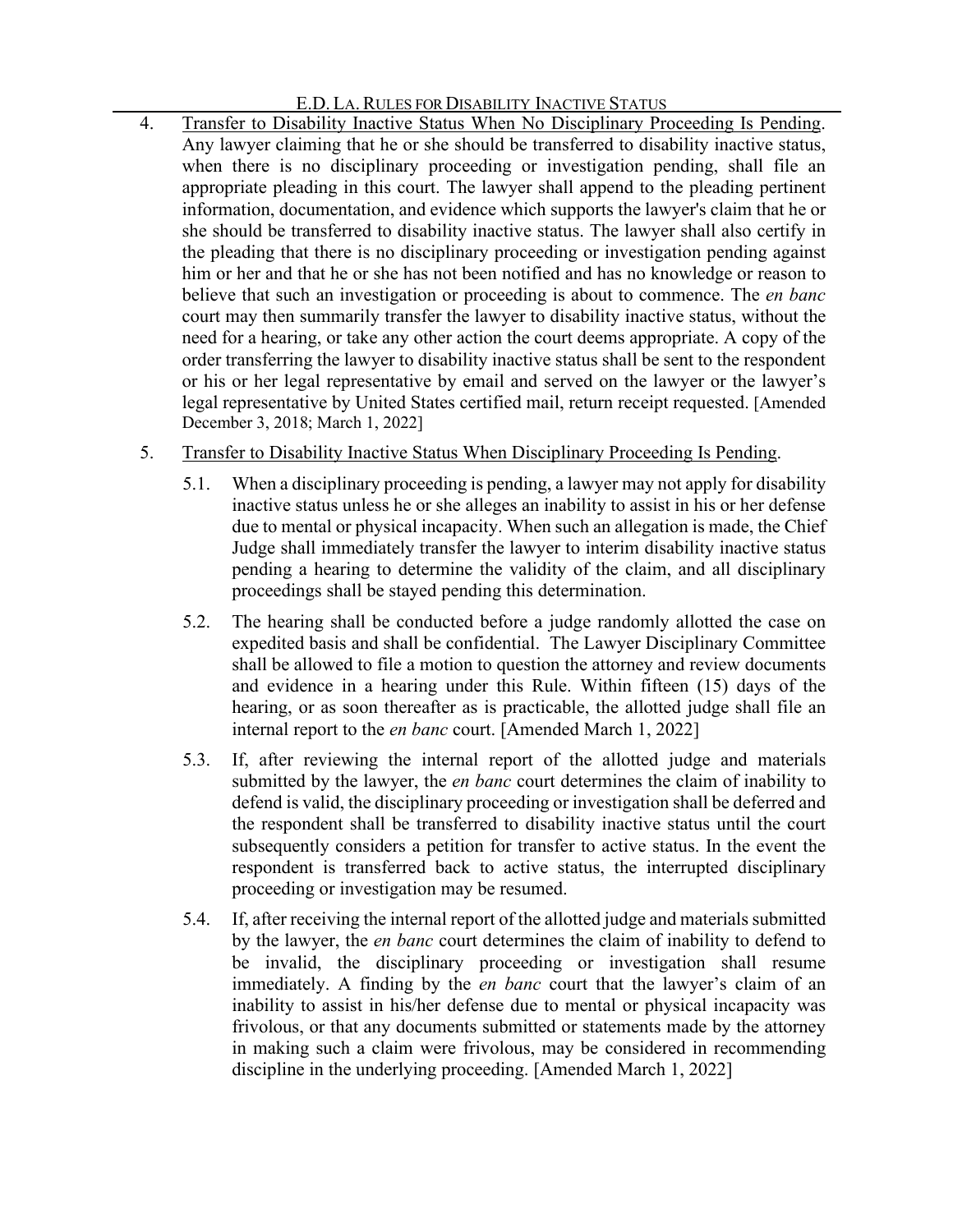4. <u>Transfer to Disability Inactive Status When No Disciplinary Proceeding Is Pending</u>. Any lawyer claiming that he or she should be transferred to disability inactive status, when there is no disciplinary proceeding or investigation pending, shall file an appropriate pleading in this court. The lawyer shall append to the pleading pertinent information, documentation, and evidence which supports the lawyer's claim that he or she should be transferred to disability inactive status. The lawyer shall also certify in the pleading that there is no disciplinary proceeding or investigation pending against him or her and that he or she has not been notified and has no knowledge or reason to believe that such an investigation or proceeding is about to commence. The *en banc* court may then summarily transfer the lawyer to disability inactive status, without the need for a hearing, or take any other action the court deems appropriate. A copy of the order transferring the lawyer to disability inactive status shall be sent to the respondent or his or her legal representative by email and served on the lawyer or the lawyer's legal representative by United States certified mail, return receipt requested. [Amended December 3, 2018; March 1, 2022]

5. <u>Transfer to Disability Inactive Status When Disciplinary Proceeding Is Pending</u>.

   5.1. When a disciplinary proceeding is pending, a lawyer may not apply for disability inactive status unless he or she alleges an inability to assist in his or her defense due to mental or physical incapacity. When such an allegation is made, the Chief Judge shall immediately transfer the lawyer to interim disability inactive status pending a hearing to determine the validity of the claim, and all disciplinary proceedings shall be stayed pending this determination.

   5.2. The hearing shall be conducted before a judge randomly allotted the case on expedited basis and shall be confidential. The Lawyer Disciplinary Committee shall be allowed to file a motion to question the attorney and review documents and evidence in a hearing under this Rule. Within fifteen (15) days of the hearing, or as soon thereafter as is practicable, the allotted judge shall file an internal report to the *en banc* court. [Amended March 1, 2022]

   5.3. If, after reviewing the internal report of the allotted judge and materials submitted by the lawyer, the *en banc* court determines the claim of inability to defend is valid, the disciplinary proceeding or investigation shall be deferred and the respondent shall be transferred to disability inactive status until the court subsequently considers a petition for transfer to active status. In the event the respondent is transferred back to active status, the interrupted disciplinary proceeding or investigation may be resumed.

   5.4. If, after receiving the internal report of the allotted judge and materials submitted by the lawyer, the *en banc* court determines the claim of inability to defend to be invalid, the disciplinary proceeding or investigation shall resume immediately. A finding by the *en banc* court that the lawyer's claim of an inability to assist in his/her defense due to mental or physical incapacity was frivolous, or that any documents submitted or statements made by the attorney in making such a claim were frivolous, may be considered in recommending discipline in the underlying proceeding. [Amended March 1, 2022]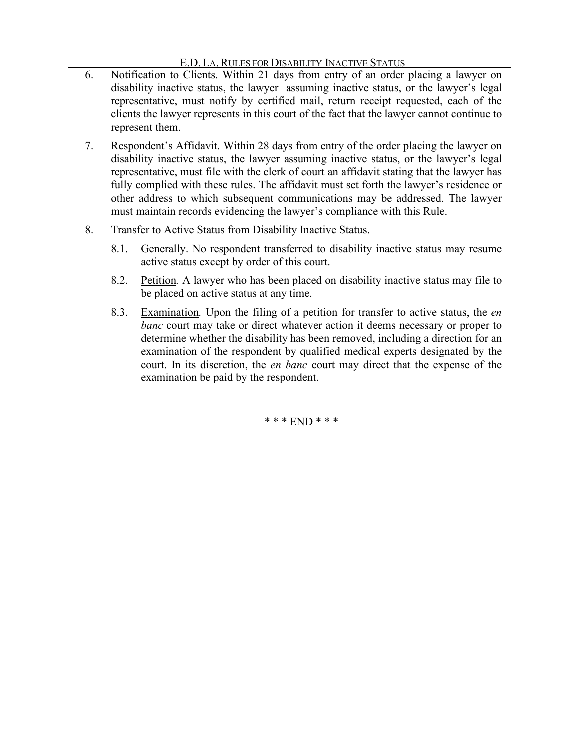6. Notification to Clients. Within 21 days from entry of an order placing a lawyer on disability inactive status, the lawyer assuming inactive status, or the lawyer's legal representative, must notify by certified mail, return receipt requested, each of the clients the lawyer represents in this court of the fact that the lawyer cannot continue to represent them.

7. Respondent's Affidavit. Within 28 days from entry of the order placing the lawyer on disability inactive status, the lawyer assuming inactive status, or the lawyer's legal representative, must file with the clerk of court an affidavit stating that the lawyer has fully complied with these rules. The affidavit must set forth the lawyer's residence or other address to which subsequent communications may be addressed. The lawyer must maintain records evidencing the lawyer's compliance with this Rule.

8. Transfer to Active Status from Disability Inactive Status.

   8.1. Generally. No respondent transferred to disability inactive status may resume active status except by order of this court.

   8.2. Petition. A lawyer who has been placed on disability inactive status may file to be placed on active status at any time.

   8.3. Examination. Upon the filing of a petition for transfer to active status, the *en banc* court may take or direct whatever action it deems necessary or proper to determine whether the disability has been removed, including a direction for an examination of the respondent by qualified medical experts designated by the court. In its discretion, the *en banc* court may direct that the expense of the examination be paid by the respondent.

\* \* \* END \* \* \*